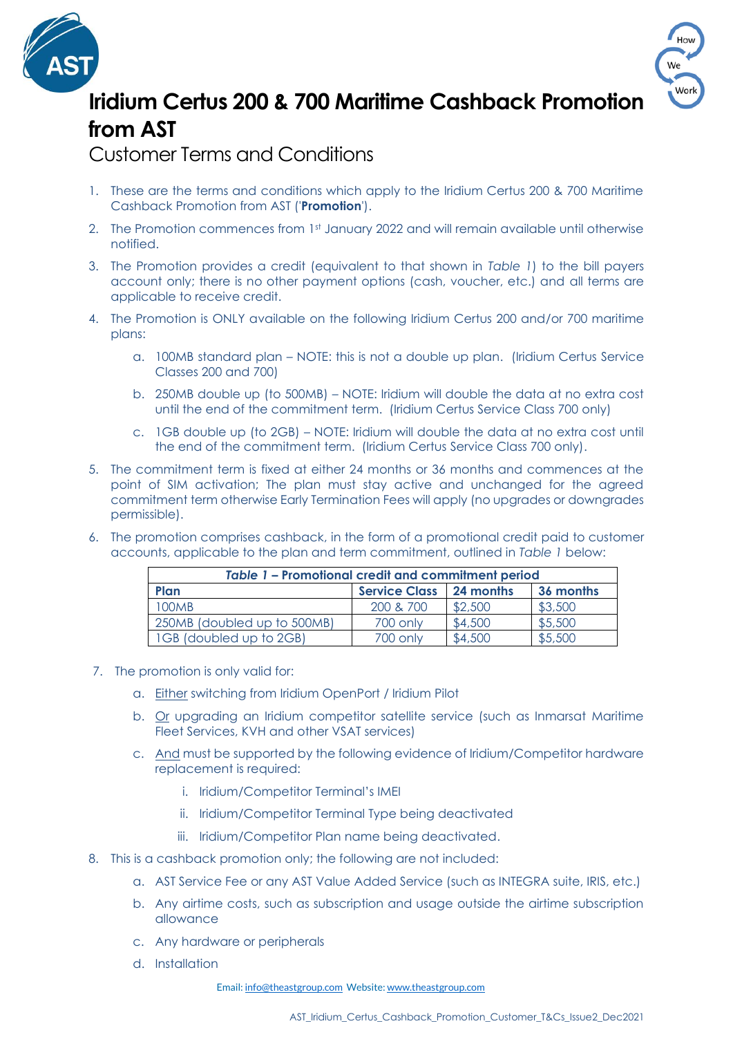# Iridium Certus 200 & 700 Maritime Cashback Promotion from AST

## Customer Terms and Conditions

1. These are the terms and conditions which apply to the Iridium Certus 200 & 700 Maritime Cashback Promotion from AST ('**Promotion**').
2. The Promotion commences from 1st January 2022 and will remain available until otherwise notified.
3. The Promotion provides a credit (equivalent to that shown in *Table 1*) to the bill payers account only; there is no other payment options (cash, voucher, etc.) and all terms are applicable to receive credit.
4. The Promotion is ONLY available on the following Iridium Certus 200 and/or 700 maritime plans:
   a. 100MB standard plan – NOTE: this is not a double up plan. (Iridium Certus Service Classes 200 and 700)
   b. 250MB double up (to 500MB) – NOTE: Iridium will double the data at no extra cost until the end of the commitment term. (Iridium Certus Service Class 700 only)
   c. 1GB double up (to 2GB) – NOTE: Iridium will double the data at no extra cost until the end of the commitment term. (Iridium Certus Service Class 700 only).
5. The commitment term is fixed at either 24 months or 36 months and commences at the point of SIM activation; The plan must stay active and unchanged for the agreed commitment term otherwise Early Termination Fees will apply (no upgrades or downgrades permissible).
6. The promotion comprises cashback, in the form of a promotional credit paid to customer accounts, applicable to the plan and term commitment, outlined in *Table 1* below:

***Table 1* – Promotional credit and commitment period**

| Plan | Service Class | 24 months | 36 months |
|---|---|---|---|
| 100MB | 200 & 700 | $2,500 | $3,500 |
| 250MB (doubled up to 500MB) | 700 only | $4,500 | $5,500 |
| 1GB (doubled up to 2GB) | 700 only | $4,500 | $5,500 |

7. The promotion is only valid for:
   a. Either switching from Iridium OpenPort / Iridium Pilot
   b. Or upgrading an Iridium competitor satellite service (such as Inmarsat Maritime Fleet Services, KVH and other VSAT services)
   c. And must be supported by the following evidence of Iridium/Competitor hardware replacement is required:
      i. Iridium/Competitor Terminal's IMEI
      ii. Iridium/Competitor Terminal Type being deactivated
      iii. Iridium/Competitor Plan name being deactivated.
8. This is a cashback promotion only; the following are not included:
   a. AST Service Fee or any AST Value Added Service (such as INTEGRA suite, IRIS, etc.)
   b. Any airtime costs, such as subscription and usage outside the airtime subscription allowance
   c. Any hardware or peripherals
   d. Installation

Email: info@theastgroup.com Website: www.theastgroup.com

AST_Iridium_Certus_Cashback_Promotion_Customer_T&Cs_Issue2_Dec2021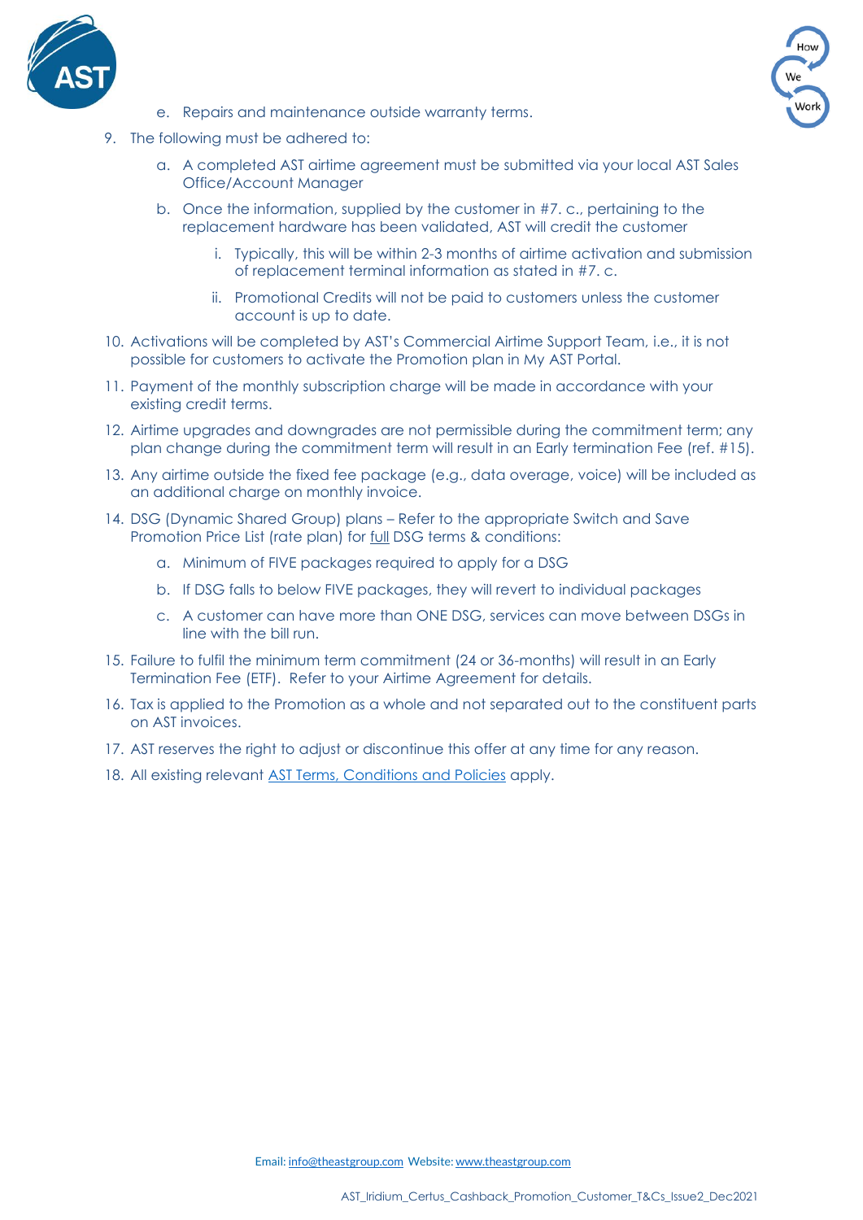e. Repairs and maintenance outside warranty terms.

9. The following must be adhered to:
   a. A completed AST airtime agreement must be submitted via your local AST Sales Office/Account Manager
   b. Once the information, supplied by the customer in #7. c., pertaining to the replacement hardware has been validated, AST will credit the customer
      i. Typically, this will be within 2-3 months of airtime activation and submission of replacement terminal information as stated in #7. c.
      ii. Promotional Credits will not be paid to customers unless the customer account is up to date.
10. Activations will be completed by AST's Commercial Airtime Support Team, i.e., it is not possible for customers to activate the Promotion plan in My AST Portal.
11. Payment of the monthly subscription charge will be made in accordance with your existing credit terms.
12. Airtime upgrades and downgrades are not permissible during the commitment term; any plan change during the commitment term will result in an Early termination Fee (ref. #15).
13. Any airtime outside the fixed fee package (e.g., data overage, voice) will be included as an additional charge on monthly invoice.
14. DSG (Dynamic Shared Group) plans – Refer to the appropriate Switch and Save Promotion Price List (rate plan) for full DSG terms & conditions:
    a. Minimum of FIVE packages required to apply for a DSG
    b. If DSG falls to below FIVE packages, they will revert to individual packages
    c. A customer can have more than ONE DSG, services can move between DSGs in line with the bill run.
15. Failure to fulfil the minimum term commitment (24 or 36-months) will result in an Early Termination Fee (ETF). Refer to your Airtime Agreement for details.
16. Tax is applied to the Promotion as a whole and not separated out to the constituent parts on AST invoices.
17. AST reserves the right to adjust or discontinue this offer at any time for any reason.
18. All existing relevant AST Terms, Conditions and Policies apply.

Email: info@theastgroup.com Website: www.theastgroup.com